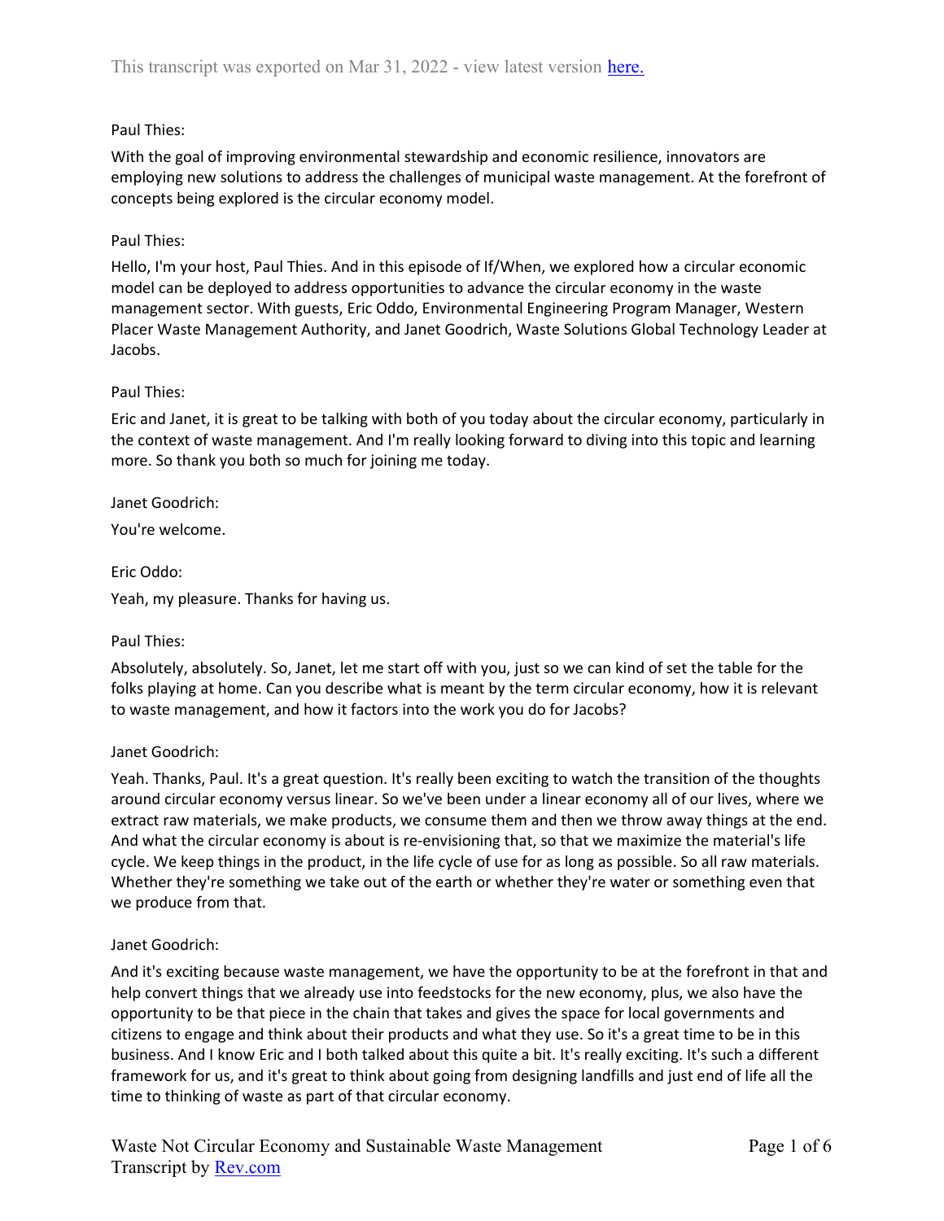This transcript was exported on Mar 31, 2022 - view latest version here.

Paul Thies:

With the goal of improving environmental stewardship and economic resilience, innovators are employing new solutions to address the challenges of municipal waste management. At the forefront of concepts being explored is the circular economy model.

Paul Thies:

Hello, I'm your host, Paul Thies. And in this episode of If/When, we explored how a circular economic model can be deployed to address opportunities to advance the circular economy in the waste management sector. With guests, Eric Oddo, Environmental Engineering Program Manager, Western Placer Waste Management Authority, and Janet Goodrich, Waste Solutions Global Technology Leader at Jacobs.

Paul Thies:

Eric and Janet, it is great to be talking with both of you today about the circular economy, particularly in the context of waste management. And I'm really looking forward to diving into this topic and learning more. So thank you both so much for joining me today.

Janet Goodrich:

You're welcome.

Eric Oddo:

Yeah, my pleasure. Thanks for having us.

Paul Thies:

Absolutely, absolutely. So, Janet, let me start off with you, just so we can kind of set the table for the folks playing at home. Can you describe what is meant by the term circular economy, how it is relevant to waste management, and how it factors into the work you do for Jacobs?

Janet Goodrich:

Yeah. Thanks, Paul. It's a great question. It's really been exciting to watch the transition of the thoughts around circular economy versus linear. So we've been under a linear economy all of our lives, where we extract raw materials, we make products, we consume them and then we throw away things at the end. And what the circular economy is about is re-envisioning that, so that we maximize the material's life cycle. We keep things in the product, in the life cycle of use for as long as possible. So all raw materials. Whether they're something we take out of the earth or whether they're water or something even that we produce from that.

Janet Goodrich:

And it's exciting because waste management, we have the opportunity to be at the forefront in that and help convert things that we already use into feedstocks for the new economy, plus, we also have the opportunity to be that piece in the chain that takes and gives the space for local governments and citizens to engage and think about their products and what they use. So it's a great time to be in this business. And I know Eric and I both talked about this quite a bit. It's really exciting. It's such a different framework for us, and it's great to think about going from designing landfills and just end of life all the time to thinking of waste as part of that circular economy.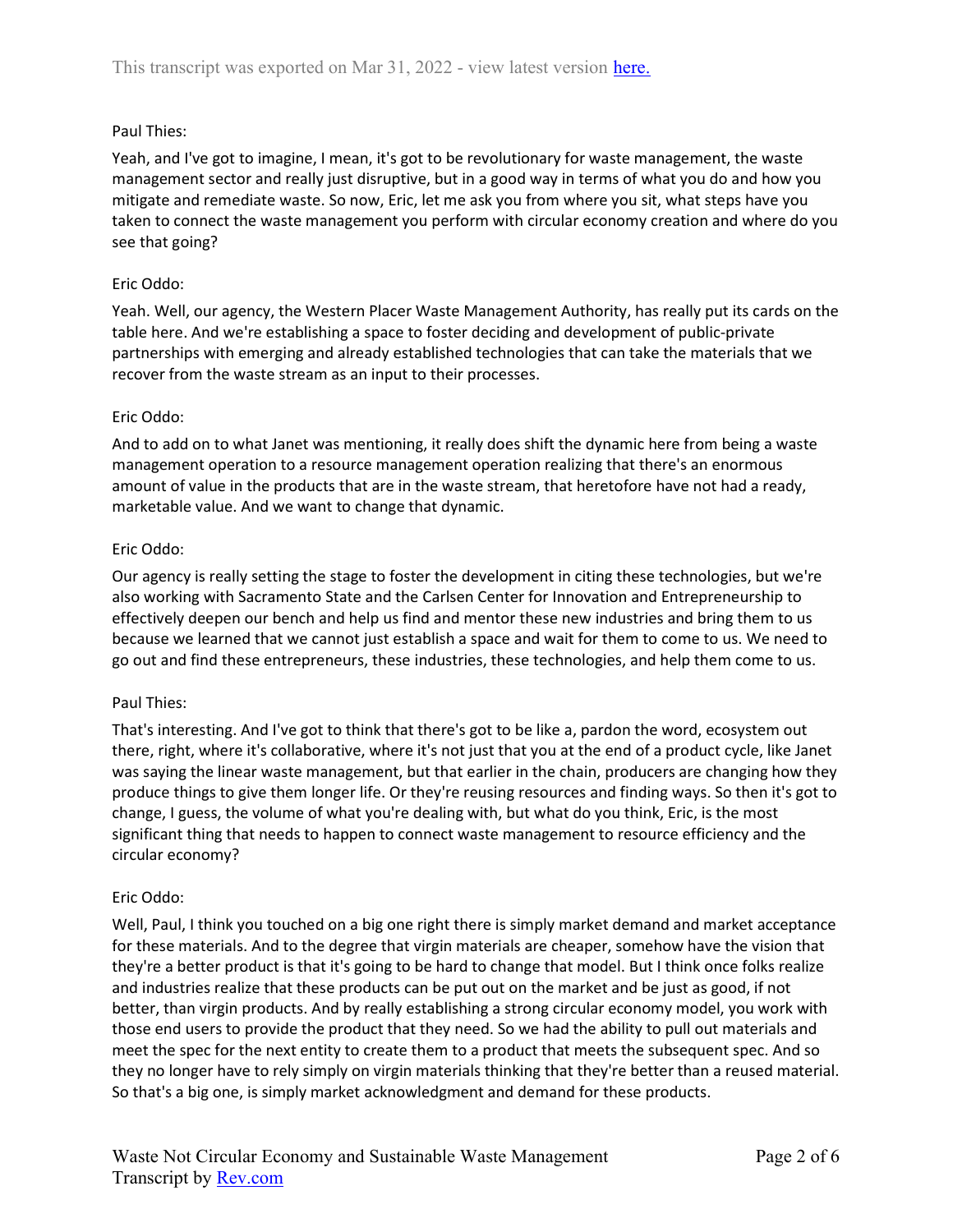Paul Thies:

Yeah, and I've got to imagine, I mean, it's got to be revolutionary for waste management, the waste management sector and really just disruptive, but in a good way in terms of what you do and how you mitigate and remediate waste. So now, Eric, let me ask you from where you sit, what steps have you taken to connect the waste management you perform with circular economy creation and where do you see that going?

Eric Oddo:

Yeah. Well, our agency, the Western Placer Waste Management Authority, has really put its cards on the table here. And we're establishing a space to foster deciding and development of public-private partnerships with emerging and already established technologies that can take the materials that we recover from the waste stream as an input to their processes.

Eric Oddo:

And to add on to what Janet was mentioning, it really does shift the dynamic here from being a waste management operation to a resource management operation realizing that there's an enormous amount of value in the products that are in the waste stream, that heretofore have not had a ready, marketable value. And we want to change that dynamic.

Eric Oddo:

Our agency is really setting the stage to foster the development in citing these technologies, but we're also working with Sacramento State and the Carlsen Center for Innovation and Entrepreneurship to effectively deepen our bench and help us find and mentor these new industries and bring them to us because we learned that we cannot just establish a space and wait for them to come to us. We need to go out and find these entrepreneurs, these industries, these technologies, and help them come to us.

Paul Thies:

That's interesting. And I've got to think that there's got to be like a, pardon the word, ecosystem out there, right, where it's collaborative, where it's not just that you at the end of a product cycle, like Janet was saying the linear waste management, but that earlier in the chain, producers are changing how they produce things to give them longer life. Or they're reusing resources and finding ways. So then it's got to change, I guess, the volume of what you're dealing with, but what do you think, Eric, is the most significant thing that needs to happen to connect waste management to resource efficiency and the circular economy?

Eric Oddo:

Well, Paul, I think you touched on a big one right there is simply market demand and market acceptance for these materials. And to the degree that virgin materials are cheaper, somehow have the vision that they're a better product is that it's going to be hard to change that model. But I think once folks realize and industries realize that these products can be put out on the market and be just as good, if not better, than virgin products. And by really establishing a strong circular economy model, you work with those end users to provide the product that they need. So we had the ability to pull out materials and meet the spec for the next entity to create them to a product that meets the subsequent spec. And so they no longer have to rely simply on virgin materials thinking that they're better than a reused material. So that's a big one, is simply market acknowledgment and demand for these products.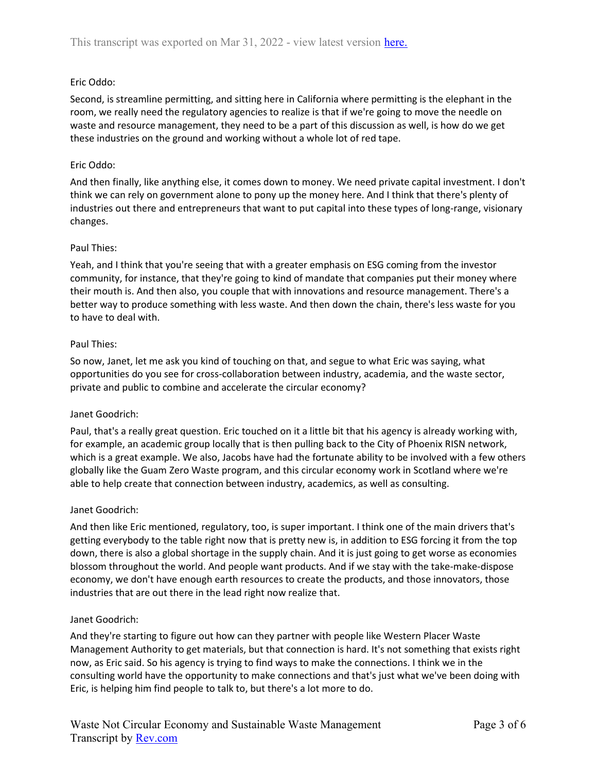Eric Oddo:

Second, is streamline permitting, and sitting here in California where permitting is the elephant in the room, we really need the regulatory agencies to realize is that if we're going to move the needle on waste and resource management, they need to be a part of this discussion as well, is how do we get these industries on the ground and working without a whole lot of red tape.

Eric Oddo:

And then finally, like anything else, it comes down to money. We need private capital investment. I don't think we can rely on government alone to pony up the money here. And I think that there's plenty of industries out there and entrepreneurs that want to put capital into these types of long-range, visionary changes.

Paul Thies:

Yeah, and I think that you're seeing that with a greater emphasis on ESG coming from the investor community, for instance, that they're going to kind of mandate that companies put their money where their mouth is. And then also, you couple that with innovations and resource management. There's a better way to produce something with less waste. And then down the chain, there's less waste for you to have to deal with.

Paul Thies:

So now, Janet, let me ask you kind of touching on that, and segue to what Eric was saying, what opportunities do you see for cross-collaboration between industry, academia, and the waste sector, private and public to combine and accelerate the circular economy?

Janet Goodrich:

Paul, that's a really great question. Eric touched on it a little bit that his agency is already working with, for example, an academic group locally that is then pulling back to the City of Phoenix RISN network, which is a great example. We also, Jacobs have had the fortunate ability to be involved with a few others globally like the Guam Zero Waste program, and this circular economy work in Scotland where we're able to help create that connection between industry, academics, as well as consulting.

Janet Goodrich:

And then like Eric mentioned, regulatory, too, is super important. I think one of the main drivers that's getting everybody to the table right now that is pretty new is, in addition to ESG forcing it from the top down, there is also a global shortage in the supply chain. And it is just going to get worse as economies blossom throughout the world. And people want products. And if we stay with the take-make-dispose economy, we don't have enough earth resources to create the products, and those innovators, those industries that are out there in the lead right now realize that.

Janet Goodrich:

And they're starting to figure out how can they partner with people like Western Placer Waste Management Authority to get materials, but that connection is hard. It's not something that exists right now, as Eric said. So his agency is trying to find ways to make the connections. I think we in the consulting world have the opportunity to make connections and that's just what we've been doing with Eric, is helping him find people to talk to, but there's a lot more to do.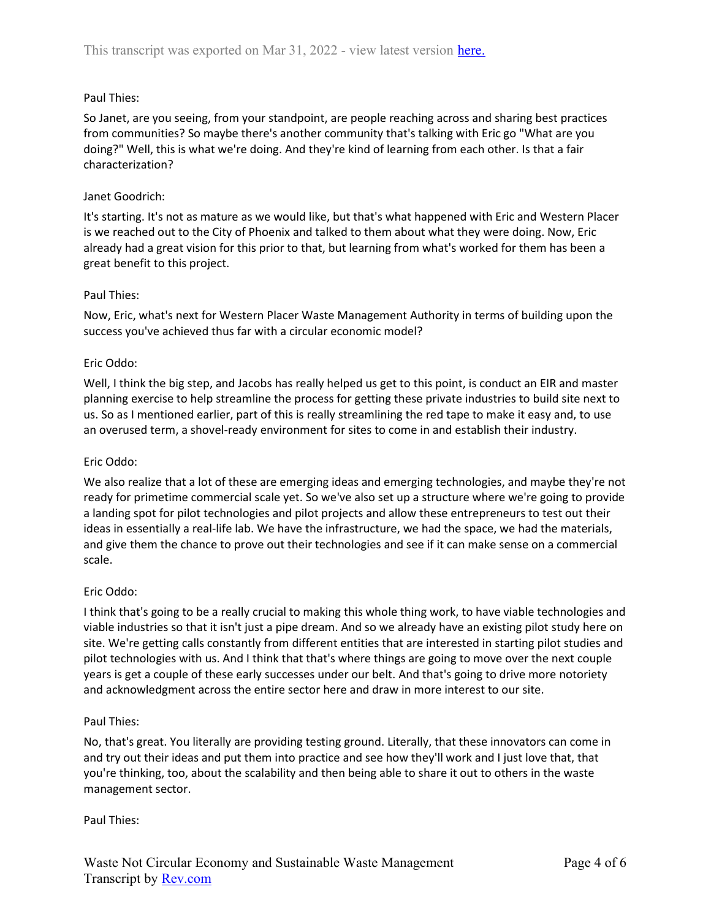Paul Thies:

So Janet, are you seeing, from your standpoint, are people reaching across and sharing best practices from communities? So maybe there's another community that's talking with Eric go "What are you doing?" Well, this is what we're doing. And they're kind of learning from each other. Is that a fair characterization?

Janet Goodrich:

It's starting. It's not as mature as we would like, but that's what happened with Eric and Western Placer is we reached out to the City of Phoenix and talked to them about what they were doing. Now, Eric already had a great vision for this prior to that, but learning from what's worked for them has been a great benefit to this project.

Paul Thies:

Now, Eric, what's next for Western Placer Waste Management Authority in terms of building upon the success you've achieved thus far with a circular economic model?

Eric Oddo:

Well, I think the big step, and Jacobs has really helped us get to this point, is conduct an EIR and master planning exercise to help streamline the process for getting these private industries to build site next to us. So as I mentioned earlier, part of this is really streamlining the red tape to make it easy and, to use an overused term, a shovel-ready environment for sites to come in and establish their industry.

Eric Oddo:

We also realize that a lot of these are emerging ideas and emerging technologies, and maybe they're not ready for primetime commercial scale yet. So we've also set up a structure where we're going to provide a landing spot for pilot technologies and pilot projects and allow these entrepreneurs to test out their ideas in essentially a real-life lab. We have the infrastructure, we had the space, we had the materials, and give them the chance to prove out their technologies and see if it can make sense on a commercial scale.

Eric Oddo:

I think that's going to be a really crucial to making this whole thing work, to have viable technologies and viable industries so that it isn't just a pipe dream. And so we already have an existing pilot study here on site. We're getting calls constantly from different entities that are interested in starting pilot studies and pilot technologies with us. And I think that that's where things are going to move over the next couple years is get a couple of these early successes under our belt. And that's going to drive more notoriety and acknowledgment across the entire sector here and draw in more interest to our site.

Paul Thies:

No, that's great. You literally are providing testing ground. Literally, that these innovators can come in and try out their ideas and put them into practice and see how they'll work and I just love that, that you're thinking, too, about the scalability and then being able to share it out to others in the waste management sector.

Paul Thies: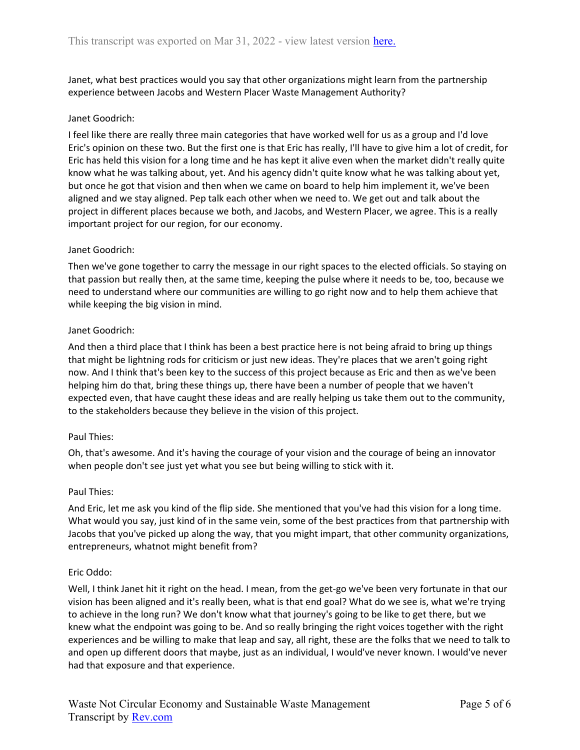Janet, what best practices would you say that other organizations might learn from the partnership experience between Jacobs and Western Placer Waste Management Authority?

Janet Goodrich:

I feel like there are really three main categories that have worked well for us as a group and I'd love Eric's opinion on these two. But the first one is that Eric has really, I'll have to give him a lot of credit, for Eric has held this vision for a long time and he has kept it alive even when the market didn't really quite know what he was talking about, yet. And his agency didn't quite know what he was talking about yet, but once he got that vision and then when we came on board to help him implement it, we've been aligned and we stay aligned. Pep talk each other when we need to. We get out and talk about the project in different places because we both, and Jacobs, and Western Placer, we agree. This is a really important project for our region, for our economy.

Janet Goodrich:

Then we've gone together to carry the message in our right spaces to the elected officials. So staying on that passion but really then, at the same time, keeping the pulse where it needs to be, too, because we need to understand where our communities are willing to go right now and to help them achieve that while keeping the big vision in mind.

Janet Goodrich:

And then a third place that I think has been a best practice here is not being afraid to bring up things that might be lightning rods for criticism or just new ideas. They're places that we aren't going right now. And I think that's been key to the success of this project because as Eric and then as we've been helping him do that, bring these things up, there have been a number of people that we haven't expected even, that have caught these ideas and are really helping us take them out to the community, to the stakeholders because they believe in the vision of this project.

Paul Thies:

Oh, that's awesome. And it's having the courage of your vision and the courage of being an innovator when people don't see just yet what you see but being willing to stick with it.

Paul Thies:

And Eric, let me ask you kind of the flip side. She mentioned that you've had this vision for a long time. What would you say, just kind of in the same vein, some of the best practices from that partnership with Jacobs that you've picked up along the way, that you might impart, that other community organizations, entrepreneurs, whatnot might benefit from?

Eric Oddo:

Well, I think Janet hit it right on the head. I mean, from the get-go we've been very fortunate in that our vision has been aligned and it's really been, what is that end goal? What do we see is, what we're trying to achieve in the long run? We don't know what that journey's going to be like to get there, but we knew what the endpoint was going to be. And so really bringing the right voices together with the right experiences and be willing to make that leap and say, all right, these are the folks that we need to talk to and open up different doors that maybe, just as an individual, I would've never known. I would've never had that exposure and that experience.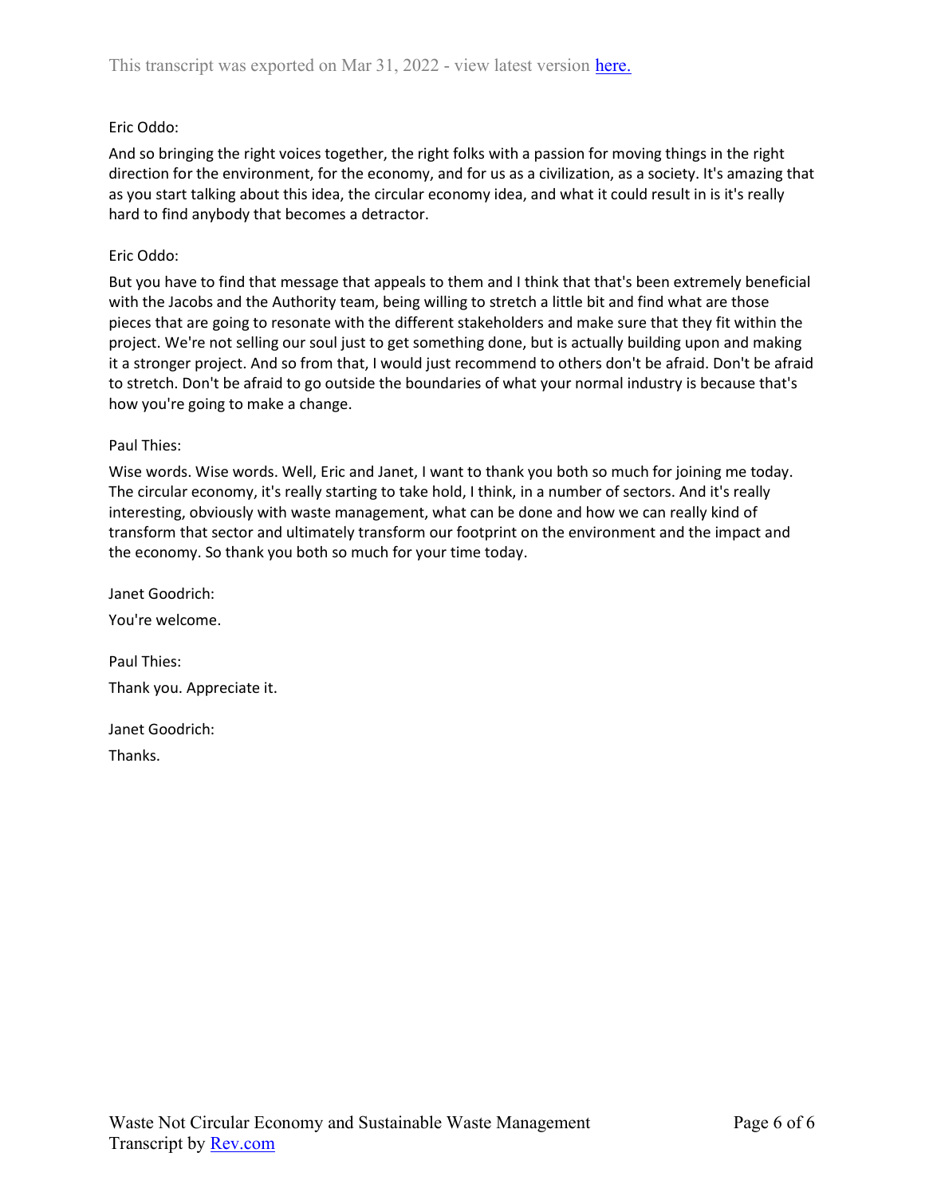Eric Oddo:

And so bringing the right voices together, the right folks with a passion for moving things in the right direction for the environment, for the economy, and for us as a civilization, as a society. It's amazing that as you start talking about this idea, the circular economy idea, and what it could result in is it's really hard to find anybody that becomes a detractor.

Eric Oddo:

But you have to find that message that appeals to them and I think that that's been extremely beneficial with the Jacobs and the Authority team, being willing to stretch a little bit and find what are those pieces that are going to resonate with the different stakeholders and make sure that they fit within the project. We're not selling our soul just to get something done, but is actually building upon and making it a stronger project. And so from that, I would just recommend to others don't be afraid. Don't be afraid to stretch. Don't be afraid to go outside the boundaries of what your normal industry is because that's how you're going to make a change.

Paul Thies:

Wise words. Wise words. Well, Eric and Janet, I want to thank you both so much for joining me today. The circular economy, it's really starting to take hold, I think, in a number of sectors. And it's really interesting, obviously with waste management, what can be done and how we can really kind of transform that sector and ultimately transform our footprint on the environment and the impact and the economy. So thank you both so much for your time today.

Janet Goodrich:

You're welcome.

Paul Thies:

Thank you. Appreciate it.

Janet Goodrich:

Thanks.